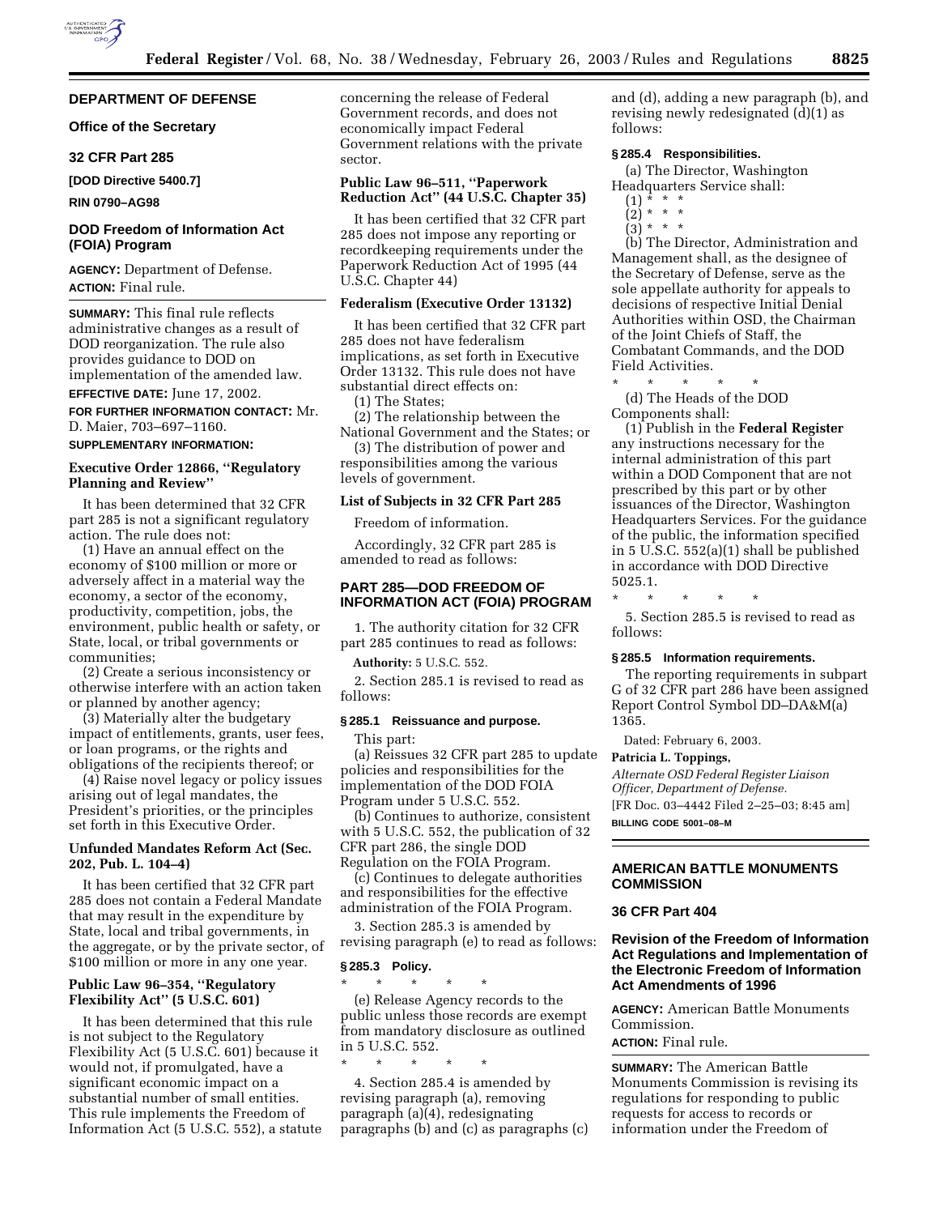## DEPARTMENT OF DEFENSE

### Office of the Secretary

### 32 CFR Part 285

**[DOD Directive 5400.7]**

**RIN 0790–AG98**

### DOD Freedom of Information Act (FOIA) Program

**AGENCY:** Department of Defense.

**ACTION:** Final rule.

---

**SUMMARY:** This final rule reflects administrative changes as a result of DOD reorganization. The rule also provides guidance to DOD on implementation of the amended law.

**EFFECTIVE DATE:** June 17, 2002.

**FOR FURTHER INFORMATION CONTACT:** Mr. D. Maier, 703–697–1160.

**SUPPLEMENTARY INFORMATION:**

**Executive Order 12866, "Regulatory Planning and Review"**

It has been determined that 32 CFR part 285 is not a significant regulatory action. The rule does not:

(1) Have an annual effect on the economy of $100 million or more or adversely affect in a material way the economy, a sector of the economy, productivity, competition, jobs, the environment, public health or safety, or State, local, or tribal governments or communities;

(2) Create a serious inconsistency or otherwise interfere with an action taken or planned by another agency;

(3) Materially alter the budgetary impact of entitlements, grants, user fees, or loan programs, or the rights and obligations of the recipients thereof; or

(4) Raise novel legacy or policy issues arising out of legal mandates, the President's priorities, or the principles set forth in this Executive Order.

**Unfunded Mandates Reform Act (Sec. 202, Pub. L. 104–4)**

It has been certified that 32 CFR part 285 does not contain a Federal Mandate that may result in the expenditure by State, local and tribal governments, in the aggregate, or by the private sector, of $100 million or more in any one year.

**Public Law 96–354, "Regulatory Flexibility Act" (5 U.S.C. 601)**

It has been determined that this rule is not subject to the Regulatory Flexibility Act (5 U.S.C. 601) because it would not, if promulgated, have a significant economic impact on a substantial number of small entities. This rule implements the Freedom of Information Act (5 U.S.C. 552), a statute concerning the release of Federal Government records, and does not economically impact Federal Government relations with the private sector.

**Public Law 96–511, "Paperwork Reduction Act" (44 U.S.C. Chapter 35)**

It has been certified that 32 CFR part 285 does not impose any reporting or recordkeeping requirements under the Paperwork Reduction Act of 1995 (44 U.S.C. Chapter 44)

**Federalism (Executive Order 13132)**

It has been certified that 32 CFR part 285 does not have federalism implications, as set forth in Executive Order 13132. This rule does not have substantial direct effects on:

(1) The States;

(2) The relationship between the National Government and the States; or

(3) The distribution of power and responsibilities among the various levels of government.

**List of Subjects in 32 CFR Part 285**

Freedom of information.

Accordingly, 32 CFR part 285 is amended to read as follows:

## PART 285—DOD FREEDOM OF INFORMATION ACT (FOIA) PROGRAM

1. The authority citation for 32 CFR part 285 continues to read as follows:

**Authority:** 5 U.S.C. 552.

2. Section 285.1 is revised to read as follows:

**§ 285.1 Reissuance and purpose.**

This part:

(a) Reissues 32 CFR part 285 to update policies and responsibilities for the implementation of the DOD FOIA Program under 5 U.S.C. 552.

(b) Continues to authorize, consistent with 5 U.S.C. 552, the publication of 32 CFR part 286, the single DOD Regulation on the FOIA Program.

(c) Continues to delegate authorities and responsibilities for the effective administration of the FOIA Program.

3. Section 285.3 is amended by revising paragraph (e) to read as follows:

**§ 285.3 Policy.**

\* \* \* \* \*

(e) Release Agency records to the public unless those records are exempt from mandatory disclosure as outlined in 5 U.S.C. 552.

\* \* \* \* \*

4. Section 285.4 is amended by revising paragraph (a), removing paragraph (a)(4), redesignating paragraphs (b) and (c) as paragraphs (c) and (d), adding a new paragraph (b), and revising newly redesignated (d)(1) as follows:

**§ 285.4 Responsibilities.**

(a) The Director, Washington Headquarters Service shall:

(1) \* \* \*

(2) \* \* \*

(3) \* \* \*

(b) The Director, Administration and Management shall, as the designee of the Secretary of Defense, serve as the sole appellate authority for appeals to decisions of respective Initial Denial Authorities within OSD, the Chairman of the Joint Chiefs of Staff, the Combatant Commands, and the DOD Field Activities.

\* \* \* \* \*

(d) The Heads of the DOD Components shall:

(1) Publish in the **Federal Register** any instructions necessary for the internal administration of this part within a DOD Component that are not prescribed by this part or by other issuances of the Director, Washington Headquarters Services. For the guidance of the public, the information specified in 5 U.S.C. 552(a)(1) shall be published in accordance with DOD Directive 5025.1.

\* \* \* \* \*

5. Section 285.5 is revised to read as follows:

**§ 285.5 Information requirements.**

The reporting requirements in subpart G of 32 CFR part 286 have been assigned Report Control Symbol DD–DA&M(a) 1365.

Dated: February 6, 2003.

**Patricia L. Toppings,**

*Alternate OSD Federal Register Liaison Officer, Department of Defense.*

[FR Doc. 03–4442 Filed 2–25–03; 8:45 am]

**BILLING CODE 5001–08–M**

---

## AMERICAN BATTLE MONUMENTS COMMISSION

### 36 CFR Part 404

### Revision of the Freedom of Information Act Regulations and Implementation of the Electronic Freedom of Information Act Amendments of 1996

**AGENCY:** American Battle Monuments Commission.

**ACTION:** Final rule.

---

**SUMMARY:** The American Battle Monuments Commission is revising its regulations for responding to public requests for access to records or information under the Freedom of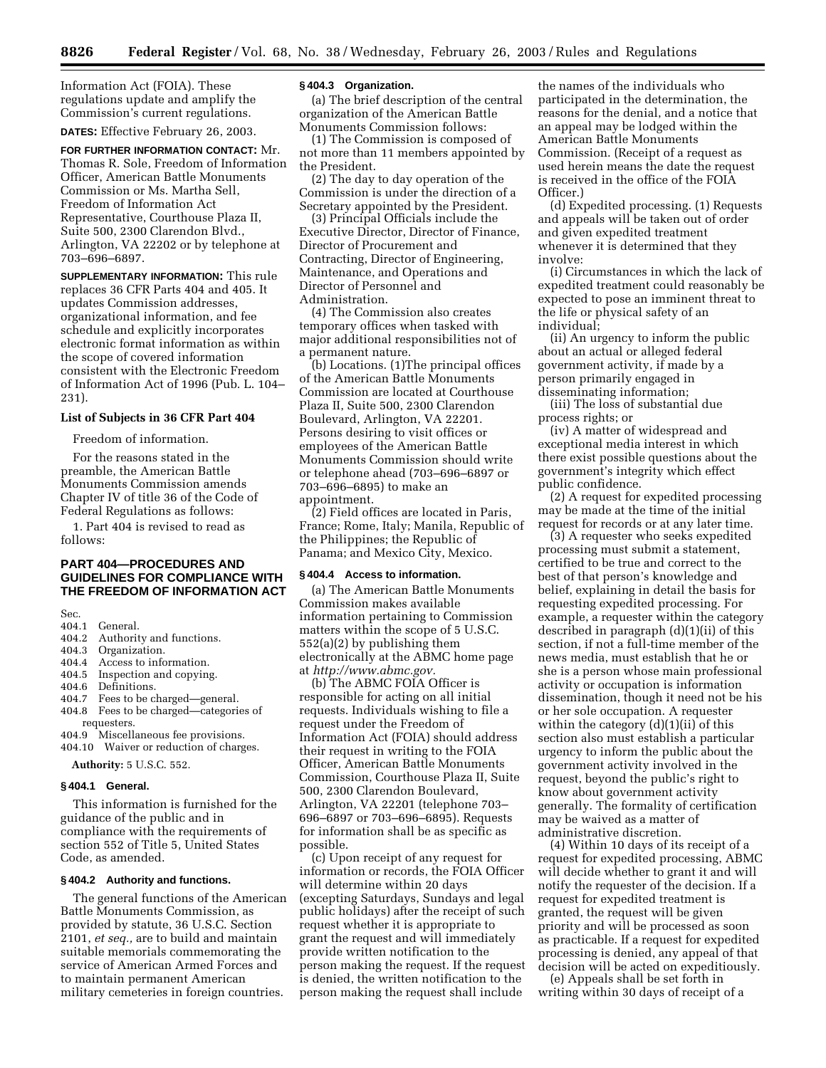Information Act (FOIA). These regulations update and amplify the Commission's current regulations.

**DATES:** Effective February 26, 2003.

**FOR FURTHER INFORMATION CONTACT:** Mr. Thomas R. Sole, Freedom of Information Officer, American Battle Monuments Commission or Ms. Martha Sell, Freedom of Information Act Representative, Courthouse Plaza II, Suite 500, 2300 Clarendon Blvd., Arlington, VA 22202 or by telephone at 703–696–6897.

**SUPPLEMENTARY INFORMATION:** This rule replaces 36 CFR Parts 404 and 405. It updates Commission addresses, organizational information, and fee schedule and explicitly incorporates electronic format information as within the scope of covered information consistent with the Electronic Freedom of Information Act of 1996 (Pub. L. 104–231).

### List of Subjects in 36 CFR Part 404

Freedom of information.

For the reasons stated in the preamble, the American Battle Monuments Commission amends Chapter IV of title 36 of the Code of Federal Regulations as follows:

1. Part 404 is revised to read as follows:

## PART 404—PROCEDURES AND GUIDELINES FOR COMPLIANCE WITH THE FREEDOM OF INFORMATION ACT

Sec.
404.1 General.
404.2 Authority and functions.
404.3 Organization.
404.4 Access to information.
404.5 Inspection and copying.
404.6 Definitions.
404.7 Fees to be charged—general.
404.8 Fees to be charged—categories of requesters.
404.9 Miscellaneous fee provisions.
404.10 Waiver or reduction of charges.

**Authority:** 5 U.S.C. 552.

### § 404.1 General.

This information is furnished for the guidance of the public and in compliance with the requirements of section 552 of Title 5, United States Code, as amended.

### § 404.2 Authority and functions.

The general functions of the American Battle Monuments Commission, as provided by statute, 36 U.S.C. Section 2101, *et seq.,* are to build and maintain suitable memorials commemorating the service of American Armed Forces and to maintain permanent American military cemeteries in foreign countries.

### § 404.3 Organization.

(a) The brief description of the central organization of the American Battle Monuments Commission follows:

(1) The Commission is composed of not more than 11 members appointed by the President.

(2) The day to day operation of the Commission is under the direction of a Secretary appointed by the President.

(3) Principal Officials include the Executive Director, Director of Finance, Director of Procurement and Contracting, Director of Engineering, Maintenance, and Operations and Director of Personnel and Administration.

(4) The Commission also creates temporary offices when tasked with major additional responsibilities not of a permanent nature.

(b) Locations. (1)The principal offices of the American Battle Monuments Commission are located at Courthouse Plaza II, Suite 500, 2300 Clarendon Boulevard, Arlington, VA 22201. Persons desiring to visit offices or employees of the American Battle Monuments Commission should write or telephone ahead (703–696–6897 or 703–696–6895) to make an appointment.

(2) Field offices are located in Paris, France; Rome, Italy; Manila, Republic of the Philippines; the Republic of Panama; and Mexico City, Mexico.

### § 404.4 Access to information.

(a) The American Battle Monuments Commission makes available information pertaining to Commission matters within the scope of 5 U.S.C. 552(a)(2) by publishing them electronically at the ABMC home page at *http://www.abmc.gov.*

(b) The ABMC FOIA Officer is responsible for acting on all initial requests. Individuals wishing to file a request under the Freedom of Information Act (FOIA) should address their request in writing to the FOIA Officer, American Battle Monuments Commission, Courthouse Plaza II, Suite 500, 2300 Clarendon Boulevard, Arlington, VA 22201 (telephone 703–696–6897 or 703–696–6895). Requests for information shall be as specific as possible.

(c) Upon receipt of any request for information or records, the FOIA Officer will determine within 20 days (excepting Saturdays, Sundays and legal public holidays) after the receipt of such request whether it is appropriate to grant the request and will immediately provide written notification to the person making the request. If the request is denied, the written notification to the person making the request shall include the names of the individuals who participated in the determination, the reasons for the denial, and a notice that an appeal may be lodged within the American Battle Monuments Commission. (Receipt of a request as used herein means the date the request is received in the office of the FOIA Officer.)

(d) Expedited processing. (1) Requests and appeals will be taken out of order and given expedited treatment whenever it is determined that they involve:

(i) Circumstances in which the lack of expedited treatment could reasonably be expected to pose an imminent threat to the life or physical safety of an individual;

(ii) An urgency to inform the public about an actual or alleged federal government activity, if made by a person primarily engaged in disseminating information;

(iii) The loss of substantial due process rights; or

(iv) A matter of widespread and exceptional media interest in which there exist possible questions about the government's integrity which effect public confidence.

(2) A request for expedited processing may be made at the time of the initial request for records or at any later time.

(3) A requester who seeks expedited processing must submit a statement, certified to be true and correct to the best of that person's knowledge and belief, explaining in detail the basis for requesting expedited processing. For example, a requester within the category described in paragraph (d)(1)(ii) of this section, if not a full-time member of the news media, must establish that he or she is a person whose main professional activity or occupation is information dissemination, though it need not be his or her sole occupation. A requester within the category (d)(1)(ii) of this section also must establish a particular urgency to inform the public about the government activity involved in the request, beyond the public's right to know about government activity generally. The formality of certification may be waived as a matter of administrative discretion.

(4) Within 10 days of its receipt of a request for expedited processing, ABMC will decide whether to grant it and will notify the requester of the decision. If a request for expedited treatment is granted, the request will be given priority and will be processed as soon as practicable. If a request for expedited processing is denied, any appeal of that decision will be acted on expeditiously.

(e) Appeals shall be set forth in writing within 30 days of receipt of a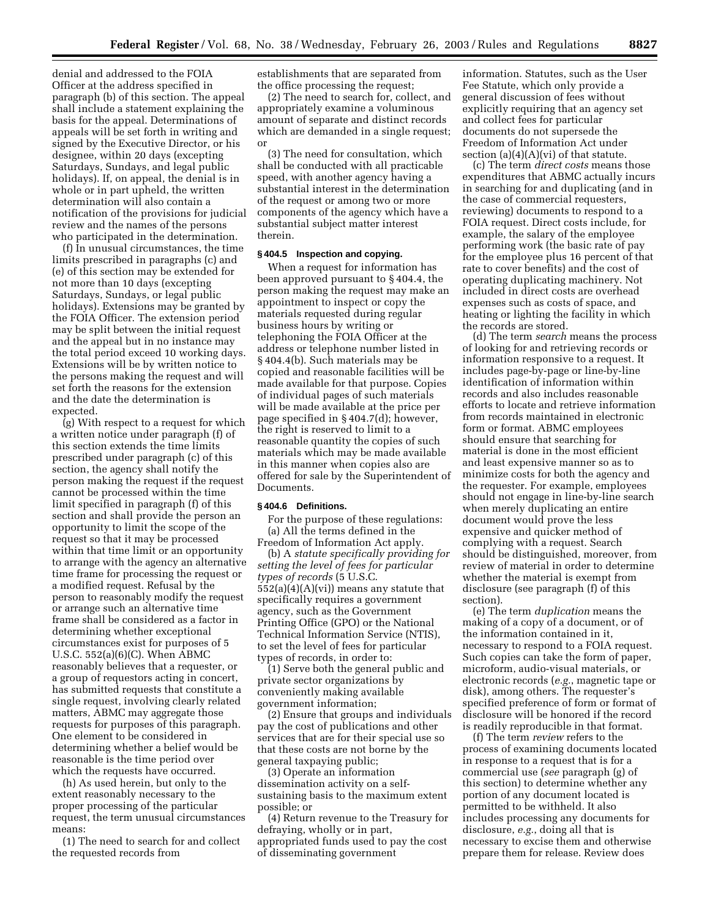denial and addressed to the FOIA Officer at the address specified in paragraph (b) of this section. The appeal shall include a statement explaining the basis for the appeal. Determinations of appeals will be set forth in writing and signed by the Executive Director, or his designee, within 20 days (excepting Saturdays, Sundays, and legal public holidays). If, on appeal, the denial is in whole or in part upheld, the written determination will also contain a notification of the provisions for judicial review and the names of the persons who participated in the determination.

(f) In unusual circumstances, the time limits prescribed in paragraphs (c) and (e) of this section may be extended for not more than 10 days (excepting Saturdays, Sundays, or legal public holidays). Extensions may be granted by the FOIA Officer. The extension period may be split between the initial request and the appeal but in no instance may the total period exceed 10 working days. Extensions will be by written notice to the persons making the request and will set forth the reasons for the extension and the date the determination is expected.

(g) With respect to a request for which a written notice under paragraph (f) of this section extends the time limits prescribed under paragraph (c) of this section, the agency shall notify the person making the request if the request cannot be processed within the time limit specified in paragraph (f) of this section and shall provide the person an opportunity to limit the scope of the request so that it may be processed within that time limit or an opportunity to arrange with the agency an alternative time frame for processing the request or a modified request. Refusal by the person to reasonably modify the request or arrange such an alternative time frame shall be considered as a factor in determining whether exceptional circumstances exist for purposes of 5 U.S.C. 552(a)(6)(C). When ABMC reasonably believes that a requester, or a group of requestors acting in concert, has submitted requests that constitute a single request, involving clearly related matters, ABMC may aggregate those requests for purposes of this paragraph. One element to be considered in determining whether a belief would be reasonable is the time period over which the requests have occurred.

(h) As used herein, but only to the extent reasonably necessary to the proper processing of the particular request, the term unusual circumstances means:

(1) The need to search for and collect the requested records from establishments that are separated from the office processing the request;

(2) The need to search for, collect, and appropriately examine a voluminous amount of separate and distinct records which are demanded in a single request; or

(3) The need for consultation, which shall be conducted with all practicable speed, with another agency having a substantial interest in the determination of the request or among two or more components of the agency which have a substantial subject matter interest therein.

### § 404.5 Inspection and copying.

When a request for information has been approved pursuant to § 404.4, the person making the request may make an appointment to inspect or copy the materials requested during regular business hours by writing or telephoning the FOIA Officer at the address or telephone number listed in § 404.4(b). Such materials may be copied and reasonable facilities will be made available for that purpose. Copies of individual pages of such materials will be made available at the price per page specified in § 404.7(d); however, the right is reserved to limit to a reasonable quantity the copies of such materials which may be made available in this manner when copies also are offered for sale by the Superintendent of Documents.

### § 404.6 Definitions.

For the purpose of these regulations:

(a) All the terms defined in the Freedom of Information Act apply.

(b) A *statute specifically providing for setting the level of fees for particular types of records* (5 U.S.C. 552(a)(4)(A)(vi)) means any statute that specifically requires a government agency, such as the Government Printing Office (GPO) or the National Technical Information Service (NTIS), to set the level of fees for particular types of records, in order to:

(1) Serve both the general public and private sector organizations by conveniently making available government information;

(2) Ensure that groups and individuals pay the cost of publications and other services that are for their special use so that these costs are not borne by the general taxpaying public;

(3) Operate an information dissemination activity on a self-sustaining basis to the maximum extent possible; or

(4) Return revenue to the Treasury for defraying, wholly or in part, appropriated funds used to pay the cost of disseminating government information. Statutes, such as the User Fee Statute, which only provide a general discussion of fees without explicitly requiring that an agency set and collect fees for particular documents do not supersede the Freedom of Information Act under section (a)(4)(A)(vi) of that statute.

(c) The term *direct costs* means those expenditures that ABMC actually incurs in searching for and duplicating (and in the case of commercial requesters, reviewing) documents to respond to a FOIA request. Direct costs include, for example, the salary of the employee performing work (the basic rate of pay for the employee plus 16 percent of that rate to cover benefits) and the cost of operating duplicating machinery. Not included in direct costs are overhead expenses such as costs of space, and heating or lighting the facility in which the records are stored.

(d) The term *search* means the process of looking for and retrieving records or information responsive to a request. It includes page-by-page or line-by-line identification of information within records and also includes reasonable efforts to locate and retrieve information from records maintained in electronic form or format. ABMC employees should ensure that searching for material is done in the most efficient and least expensive manner so as to minimize costs for both the agency and the requester. For example, employees should not engage in line-by-line search when merely duplicating an entire document would prove the less expensive and quicker method of complying with a request. Search should be distinguished, moreover, from review of material in order to determine whether the material is exempt from disclosure (see paragraph (f) of this section).

(e) The term *duplication* means the making of a copy of a document, or of the information contained in it, necessary to respond to a FOIA request. Such copies can take the form of paper, microform, audio-visual materials, or electronic records (*e.g.*, magnetic tape or disk), among others. The requester's specified preference of form or format of disclosure will be honored if the record is readily reproducible in that format.

(f) The term *review* refers to the process of examining documents located in response to a request that is for a commercial use (*see* paragraph (g) of this section) to determine whether any portion of any document located is permitted to be withheld. It also includes processing any documents for disclosure, *e.g.*, doing all that is necessary to excise them and otherwise prepare them for release. Review does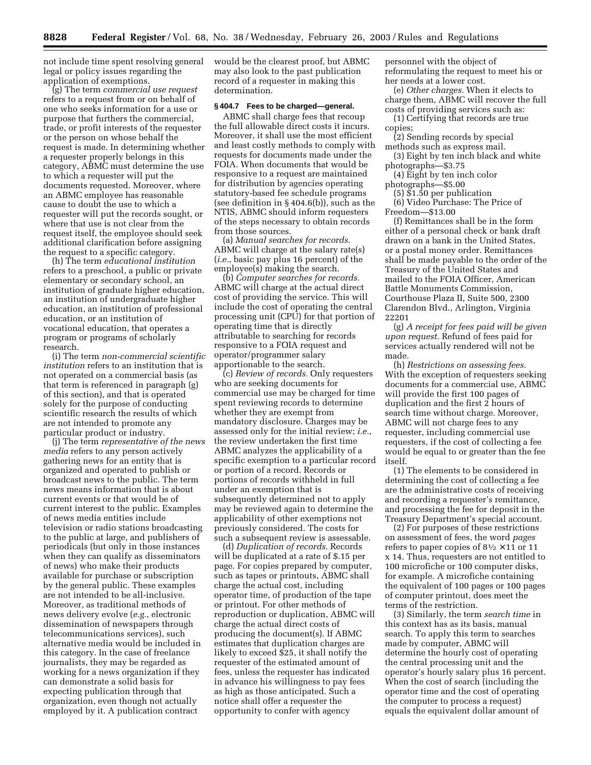not include time spent resolving general legal or policy issues regarding the application of exemptions.

(g) The term *commercial use request* refers to a request from or on behalf of one who seeks information for a use or purpose that furthers the commercial, trade, or profit interests of the requester or the person on whose behalf the request is made. In determining whether a requester properly belongs in this category, ABMC must determine the use to which a requester will put the documents requested. Moreover, where an ABMC employee has reasonable cause to doubt the use to which a requester will put the records sought, or where that use is not clear from the request itself, the employee should seek additional clarification before assigning the request to a specific category.

(h) The term *educational institution* refers to a preschool, a public or private elementary or secondary school, an institution of graduate higher education, an institution of undergraduate higher education, an institution of professional education, or an institution of vocational education, that operates a program or programs of scholarly research.

(i) The term *non-commercial scientific institution* refers to an institution that is not operated on a commercial basis (as that term is referenced in paragraph (g) of this section), and that is operated solely for the purpose of conducting scientific research the results of which are not intended to promote any particular product or industry.

(j) The term *representative of the news media* refers to any person actively gathering news for an entity that is organized and operated to publish or broadcast news to the public. The term news means information that is about current events or that would be of current interest to the public. Examples of news media entities include television or radio stations broadcasting to the public at large, and publishers of periodicals (but only in those instances when they can qualify as disseminators of news) who make their products available for purchase or subscription by the general public. These examples are not intended to be all-inclusive. Moreover, as traditional methods of news delivery evolve (*e.g.*, electronic dissemination of newspapers through telecommunications services), such alternative media would be included in this category. In the case of freelance journalists, they may be regarded as working for a news organization if they can demonstrate a solid basis for expecting publication through that organization, even though not actually employed by it. A publication contract would be the clearest proof, but ABMC may also look to the past publication record of a requester in making this determination.

### § 404.7 Fees to be charged—general.

ABMC shall charge fees that recoup the full allowable direct costs it incurs. Moreover, it shall use the most efficient and least costly methods to comply with requests for documents made under the FOIA. When documents that would be responsive to a request are maintained for distribution by agencies operating statutory-based fee schedule programs (see definition in § 404.6(b)), such as the NTIS, ABMC should inform requesters of the steps necessary to obtain records from those sources.

(a) *Manual searches for records.* ABMC will charge at the salary rate(s) (*i.e.*, basic pay plus 16 percent) of the employee(s) making the search.

(b) *Computer searches for records.* ABMC will charge at the actual direct cost of providing the service. This will include the cost of operating the central processing unit (CPU) for that portion of operating time that is directly attributable to searching for records responsive to a FOIA request and operator/programmer salary apportionable to the search.

(c) *Review of records.* Only requesters who are seeking documents for commercial use may be charged for time spent reviewing records to determine whether they are exempt from mandatory disclosure. Charges may be assessed only for the initial review; *i.e.*, the review undertaken the first time ABMC analyzes the applicability of a specific exemption to a particular record or portion of a record. Records or portions of records withheld in full under an exemption that is subsequently determined not to apply may be reviewed again to determine the applicability of other exemptions not previously considered. The costs for such a subsequent review is assessable.

(d) *Duplication of records.* Records will be duplicated at a rate of $.15 per page. For copies prepared by computer, such as tapes or printouts, ABMC shall charge the actual cost, including operator time, of production of the tape or printout. For other methods of reproduction or duplication, ABMC will charge the actual direct costs of producing the document(s). If ABMC estimates that duplication charges are likely to exceed $25, it shall notify the requester of the estimated amount of fees, unless the requester has indicated in advance his willingness to pay fees as high as those anticipated. Such a notice shall offer a requester the opportunity to confer with agency personnel with the object of reformulating the request to meet his or her needs at a lower cost.

(e) *Other charges.* When it elects to charge them, ABMC will recover the full costs of providing services such as:

(1) Certifying that records are true copies;

(2) Sending records by special methods such as express mail.

(3) Eight by ten inch black and white photographs—$3.75

(4) Eight by ten inch color photographs—$5.00

(5) $1.50 per publication

(6) Video Purchase: The Price of Freedom—$13.00

(f) Remittances shall be in the form either of a personal check or bank draft drawn on a bank in the United States, or a postal money order. Remittances shall be made payable to the order of the Treasury of the United States and mailed to the FOIA Officer, American Battle Monuments Commission, Courthouse Plaza II, Suite 500, 2300 Clarendon Blvd., Arlington, Virginia 22201

(g) *A receipt for fees paid will be given upon request.* Refund of fees paid for services actually rendered will not be made.

(h) *Restrictions on assessing fees.* With the exception of requesters seeking documents for a commercial use, ABMC will provide the first 100 pages of duplication and the first 2 hours of search time without charge. Moreover, ABMC will not charge fees to any requester, including commercial use requesters, if the cost of collecting a fee would be equal to or greater than the fee itself.

(1) The elements to be considered in determining the cost of collecting a fee are the administrative costs of receiving and recording a requester's remittance, and processing the fee for deposit in the Treasury Department's special account.

(2) For purposes of these restrictions on assessment of fees, the word *pages* refers to paper copies of 8½ × 11 or 11 x 14. Thus, requesters are not entitled to 100 microfiche or 100 computer disks, for example. A microfiche containing the equivalent of 100 pages or 100 pages of computer printout, does meet the terms of the restriction.

(3) Similarly, the term *search time* in this context has as its basis, manual search. To apply this term to searches made by computer, ABMC will determine the hourly cost of operating the central processing unit and the operator's hourly salary plus 16 percent. When the cost of search (including the operator time and the cost of operating the computer to process a request) equals the equivalent dollar amount of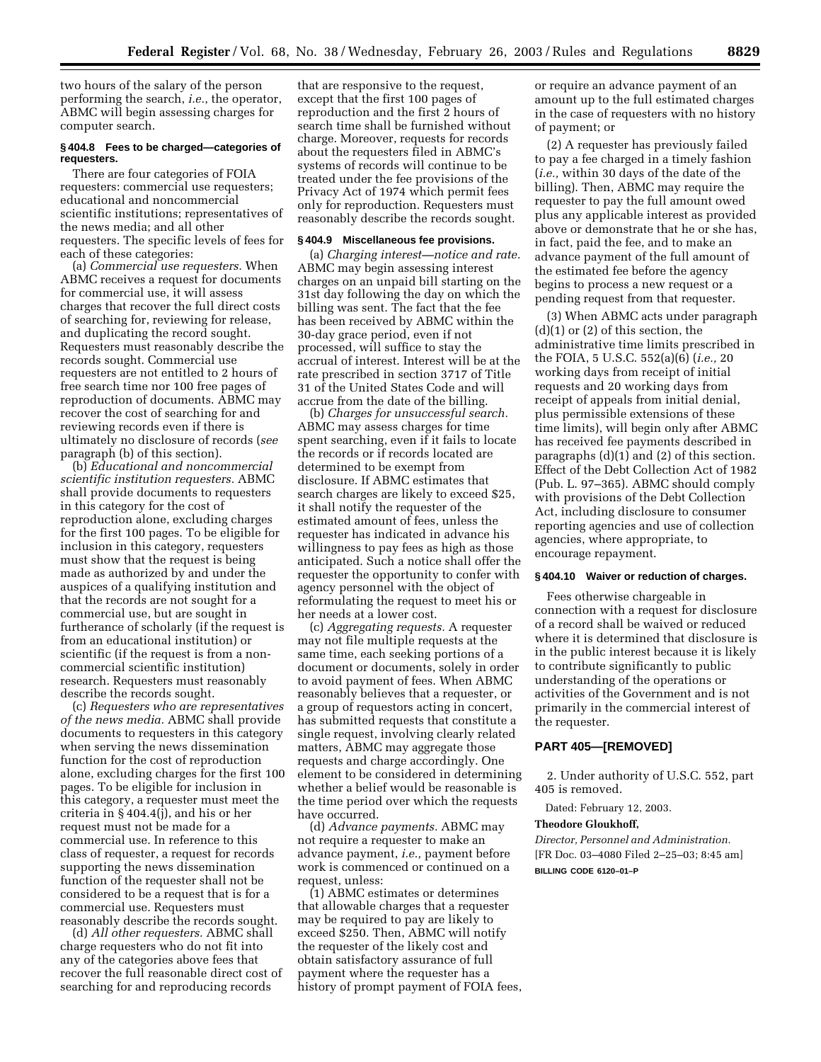two hours of the salary of the person performing the search, *i.e.*, the operator, ABMC will begin assessing charges for computer search.

#### § 404.8 Fees to be charged—categories of requesters.

There are four categories of FOIA requesters: commercial use requesters; educational and noncommercial scientific institutions; representatives of the news media; and all other requesters. The specific levels of fees for each of these categories:

(a) *Commercial use requesters.* When ABMC receives a request for documents for commercial use, it will assess charges that recover the full direct costs of searching for, reviewing for release, and duplicating the record sought. Requesters must reasonably describe the records sought. Commercial use requesters are not entitled to 2 hours of free search time nor 100 free pages of reproduction of documents. ABMC may recover the cost of searching for and reviewing records even if there is ultimately no disclosure of records (*see* paragraph (b) of this section).

(b) *Educational and noncommercial scientific institution requesters.* ABMC shall provide documents to requesters in this category for the cost of reproduction alone, excluding charges for the first 100 pages. To be eligible for inclusion in this category, requesters must show that the request is being made as authorized by and under the auspices of a qualifying institution and that the records are not sought for a commercial use, but are sought in furtherance of scholarly (if the request is from an educational institution) or scientific (if the request is from a non-commercial scientific institution) research. Requesters must reasonably describe the records sought.

(c) *Requesters who are representatives of the news media.* ABMC shall provide documents to requesters in this category when serving the news dissemination function for the cost of reproduction alone, excluding charges for the first 100 pages. To be eligible for inclusion in this category, a requester must meet the criteria in § 404.4(j), and his or her request must not be made for a commercial use. In reference to this class of requester, a request for records supporting the news dissemination function of the requester shall not be considered to be a request that is for a commercial use. Requesters must reasonably describe the records sought.

(d) *All other requesters.* ABMC shall charge requesters who do not fit into any of the categories above fees that recover the full reasonable direct cost of searching for and reproducing records that are responsive to the request, except that the first 100 pages of reproduction and the first 2 hours of search time shall be furnished without charge. Moreover, requests for records about the requesters filed in ABMC's systems of records will continue to be treated under the fee provisions of the Privacy Act of 1974 which permit fees only for reproduction. Requesters must reasonably describe the records sought.

#### § 404.9 Miscellaneous fee provisions.

(a) *Charging interest—notice and rate.* ABMC may begin assessing interest charges on an unpaid bill starting on the 31st day following the day on which the billing was sent. The fact that the fee has been received by ABMC within the 30-day grace period, even if not processed, will suffice to stay the accrual of interest. Interest will be at the rate prescribed in section 3717 of Title 31 of the United States Code and will accrue from the date of the billing.

(b) *Charges for unsuccessful search.* ABMC may assess charges for time spent searching, even if it fails to locate the records or if records located are determined to be exempt from disclosure. If ABMC estimates that search charges are likely to exceed $25, it shall notify the requester of the estimated amount of fees, unless the requester has indicated in advance his willingness to pay fees as high as those anticipated. Such a notice shall offer the requester the opportunity to confer with agency personnel with the object of reformulating the request to meet his or her needs at a lower cost.

(c) *Aggregating requests.* A requester may not file multiple requests at the same time, each seeking portions of a document or documents, solely in order to avoid payment of fees. When ABMC reasonably believes that a requester, or a group of requestors acting in concert, has submitted requests that constitute a single request, involving clearly related matters, ABMC may aggregate those requests and charge accordingly. One element to be considered in determining whether a belief would be reasonable is the time period over which the requests have occurred.

(d) *Advance payments.* ABMC may not require a requester to make an advance payment, *i.e.,* payment before work is commenced or continued on a request, unless:

(1) ABMC estimates or determines that allowable charges that a requester may be required to pay are likely to exceed $250. Then, ABMC will notify the requester of the likely cost and obtain satisfactory assurance of full payment where the requester has a history of prompt payment of FOIA fees, or require an advance payment of an amount up to the full estimated charges in the case of requesters with no history of payment; or

(2) A requester has previously failed to pay a fee charged in a timely fashion (*i.e.,* within 30 days of the date of the billing). Then, ABMC may require the requester to pay the full amount owed plus any applicable interest as provided above or demonstrate that he or she has, in fact, paid the fee, and to make an advance payment of the full amount of the estimated fee before the agency begins to process a new request or a pending request from that requester.

(3) When ABMC acts under paragraph (d)(1) or (2) of this section, the administrative time limits prescribed in the FOIA, 5 U.S.C. 552(a)(6) (*i.e.,* 20 working days from receipt of initial requests and 20 working days from receipt of appeals from initial denial, plus permissible extensions of these time limits), will begin only after ABMC has received fee payments described in paragraphs (d)(1) and (2) of this section. Effect of the Debt Collection Act of 1982 (Pub. L. 97–365). ABMC should comply with provisions of the Debt Collection Act, including disclosure to consumer reporting agencies and use of collection agencies, where appropriate, to encourage repayment.

#### § 404.10 Waiver or reduction of charges.

Fees otherwise chargeable in connection with a request for disclosure of a record shall be waived or reduced where it is determined that disclosure is in the public interest because it is likely to contribute significantly to public understanding of the operations or activities of the Government and is not primarily in the commercial interest of the requester.

### PART 405—[REMOVED]

2. Under authority of U.S.C. 552, part 405 is removed.

Dated: February 12, 2003.

**Theodore Gloukhoff,**

*Director, Personnel and Administration.*

[FR Doc. 03–4080 Filed 2–25–03; 8:45 am]

**BILLING CODE 6120–01–P**